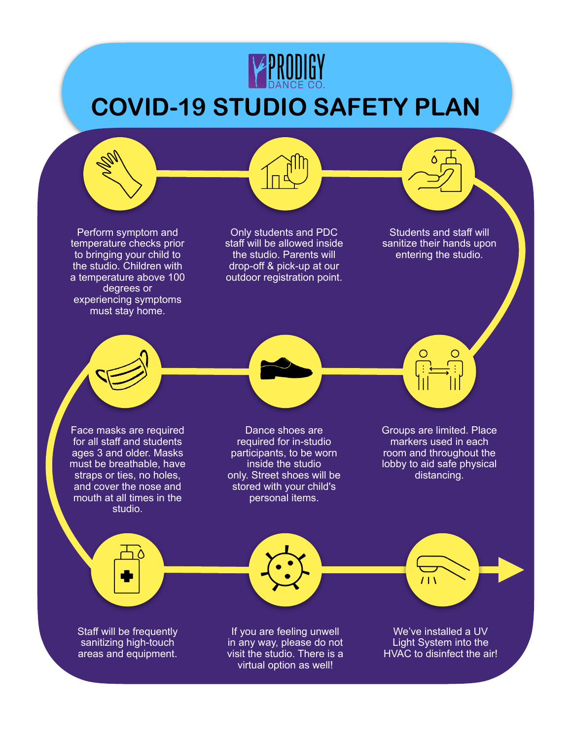PRODIGY DANCE CO.

# COVID-19 STUDIO SAFETY PLAN

Perform symptom and temperature checks prior to bringing your child to the studio. Children with a temperature above 100 degrees or experiencing symptoms must stay home.

Only students and PDC staff will be allowed inside the studio. Parents will drop-off & pick-up at our outdoor registration point.

Students and staff will sanitize their hands upon entering the studio.

Groups are limited. Place markers used in each room and throughout the lobby to aid safe physical distancing.

Dance shoes are required for in-studio participants, to be worn inside the studio only. Street shoes will be stored with your child's personal items.

Face masks are required for all staff and students ages 3 and older. Masks must be breathable, have straps or ties, no holes, and cover the nose and mouth at all times in the studio.

Staff will be frequently sanitizing high-touch areas and equipment.

If you are feeling unwell in any way, please do not visit the studio. There is a virtual option as well!

We've installed a UV Light System into the HVAC to disinfect the air!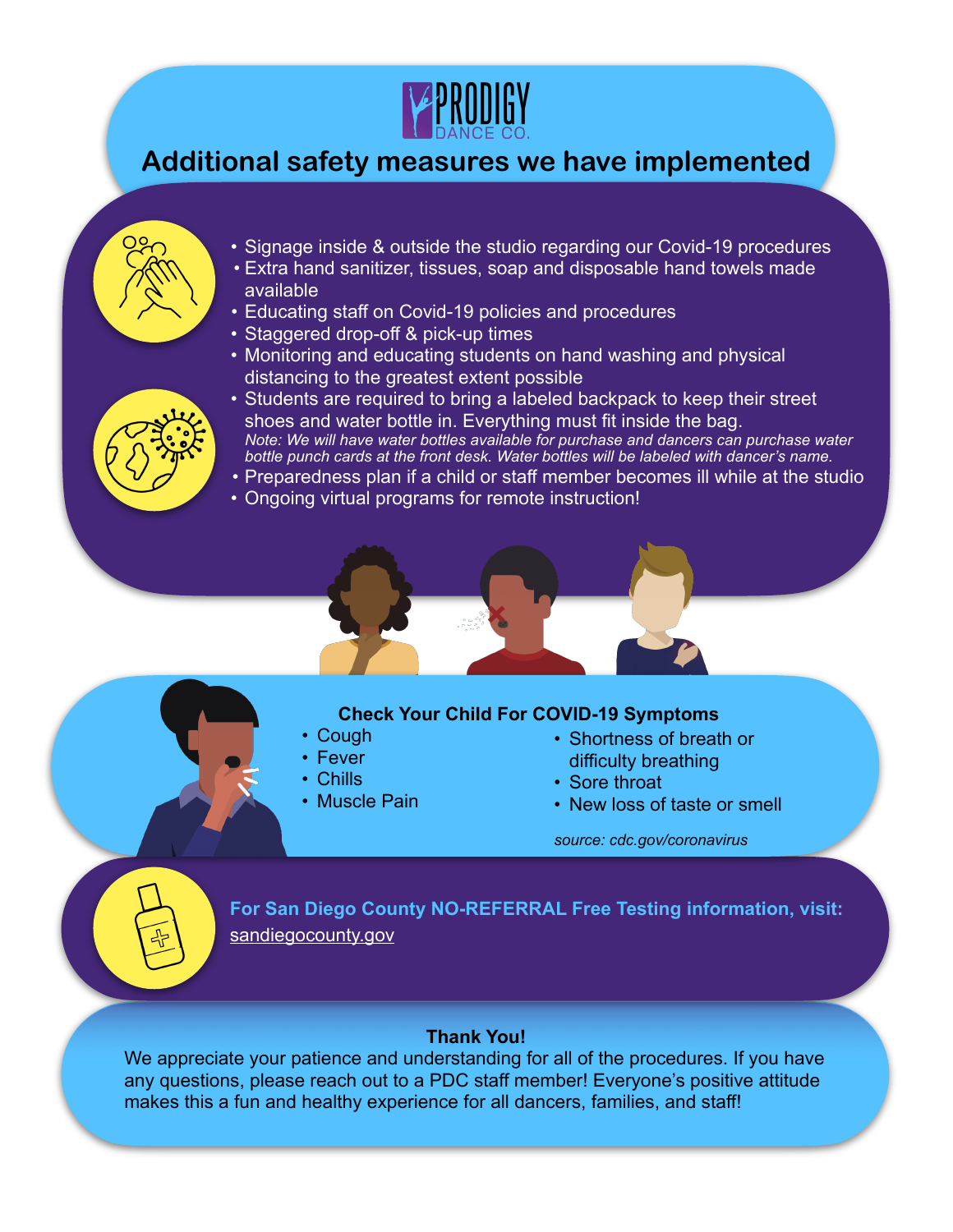PRODIGY DANCE CO.

## Additional safety measures we have implemented

- Signage inside & outside the studio regarding our Covid-19 procedures
- Extra hand sanitizer, tissues, soap and disposable hand towels made available
- Educating staff on Covid-19 policies and procedures
- Staggered drop-off & pick-up times
- Monitoring and educating students on hand washing and physical distancing to the greatest extent possible
- Students are required to bring a labeled backpack to keep their street shoes and water bottle in. Everything must fit inside the bag.
  *Note: We will have water bottles available for purchase and dancers can purchase water bottle punch cards at the front desk. Water bottles will be labeled with dancer's name.*
- Preparedness plan if a child or staff member becomes ill while at the studio
- Ongoing virtual programs for remote instruction!

### Check Your Child For COVID-19 Symptoms

- Cough
- Fever
- Chills
- Muscle Pain
- Shortness of breath or difficulty breathing
- Sore throat
- New loss of taste or smell

*source: cdc.gov/coronavirus*

**For San Diego County NO-REFERRAL Free Testing information, visit:**
sandiegocounty.gov

**Thank You!**

We appreciate your patience and understanding for all of the procedures. If you have any questions, please reach out to a PDC staff member! Everyone's positive attitude makes this a fun and healthy experience for all dancers, families, and staff!